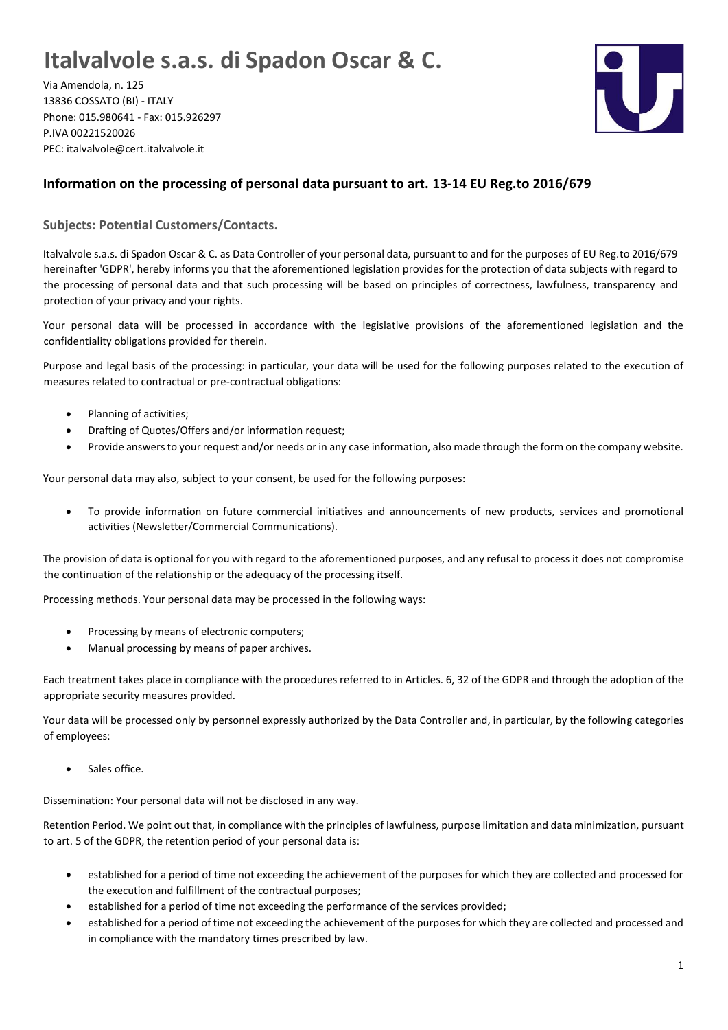# Italvalvole s.a.s. di Spadon Oscar & C.

Via Amendola, n. 125
13836 COSSATO (BI) - ITALY
Phone: 015.980641 - Fax: 015.926297
P.IVA 00221520026
PEC: italvalvole@cert.italvalvole.it

## Information on the processing of personal data pursuant to art. 13-14 EU Reg.to 2016/679

### Subjects: Potential Customers/Contacts.

Italvalvole s.a.s. di Spadon Oscar & C. as Data Controller of your personal data, pursuant to and for the purposes of EU Reg.to 2016/679 hereinafter 'GDPR', hereby informs you that the aforementioned legislation provides for the protection of data subjects with regard to the processing of personal data and that such processing will be based on principles of correctness, lawfulness, transparency and protection of your privacy and your rights.

Your personal data will be processed in accordance with the legislative provisions of the aforementioned legislation and the confidentiality obligations provided for therein.

Purpose and legal basis of the processing: in particular, your data will be used for the following purposes related to the execution of measures related to contractual or pre-contractual obligations:

- Planning of activities;
- Drafting of Quotes/Offers and/or information request;
- Provide answers to your request and/or needs or in any case information, also made through the form on the company website.

Your personal data may also, subject to your consent, be used for the following purposes:

- To provide information on future commercial initiatives and announcements of new products, services and promotional activities (Newsletter/Commercial Communications).

The provision of data is optional for you with regard to the aforementioned purposes, and any refusal to process it does not compromise the continuation of the relationship or the adequacy of the processing itself.

Processing methods. Your personal data may be processed in the following ways:

- Processing by means of electronic computers;
- Manual processing by means of paper archives.

Each treatment takes place in compliance with the procedures referred to in Articles. 6, 32 of the GDPR and through the adoption of the appropriate security measures provided.

Your data will be processed only by personnel expressly authorized by the Data Controller and, in particular, by the following categories of employees:

- Sales office.

Dissemination: Your personal data will not be disclosed in any way.

Retention Period. We point out that, in compliance with the principles of lawfulness, purpose limitation and data minimization, pursuant to art. 5 of the GDPR, the retention period of your personal data is:

- established for a period of time not exceeding the achievement of the purposes for which they are collected and processed for the execution and fulfillment of the contractual purposes;
- established for a period of time not exceeding the performance of the services provided;
- established for a period of time not exceeding the achievement of the purposes for which they are collected and processed and in compliance with the mandatory times prescribed by law.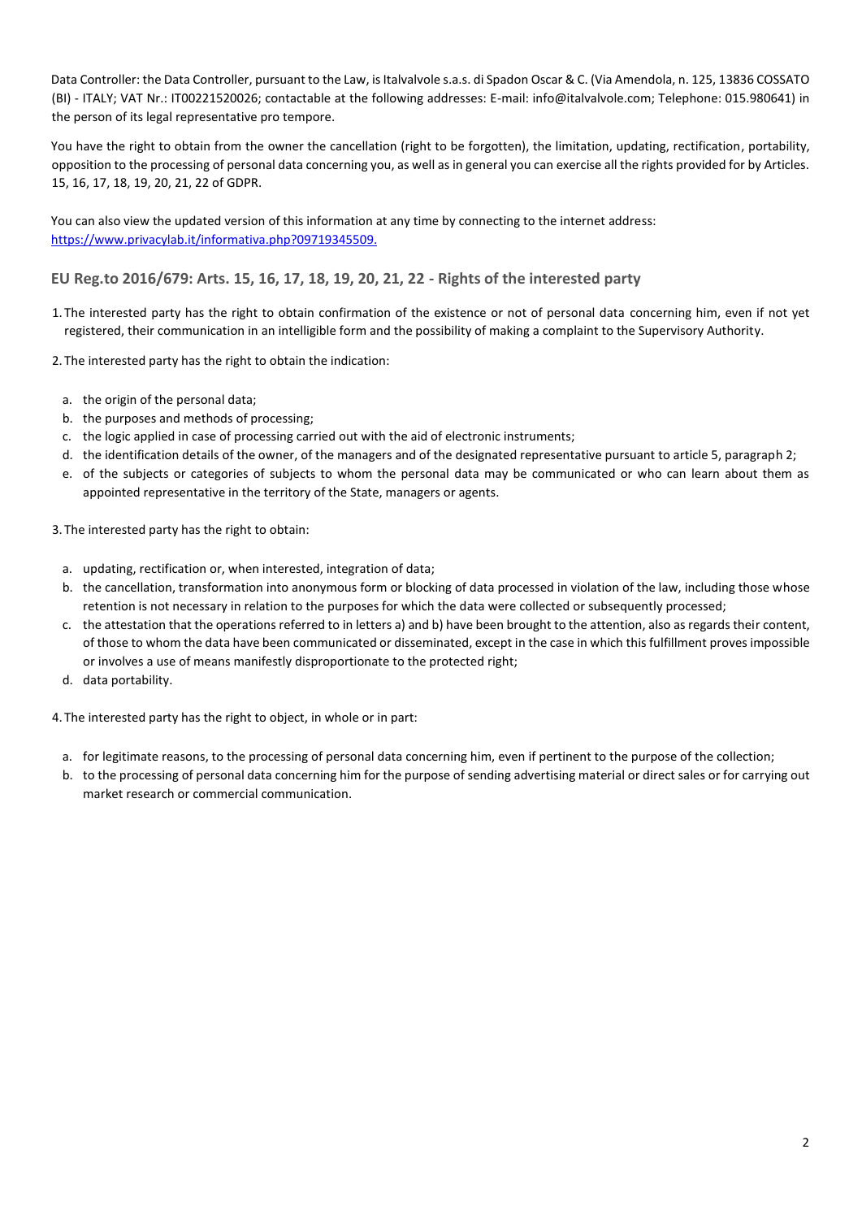Data Controller: the Data Controller, pursuant to the Law, is Italvalvole s.a.s. di Spadon Oscar & C. (Via Amendola, n. 125, 13836 COSSATO (BI) - ITALY; VAT Nr.: IT00221520026; contactable at the following addresses: E-mail: info@italvalvole.com; Telephone: 015.980641) in the person of its legal representative pro tempore.

You have the right to obtain from the owner the cancellation (right to be forgotten), the limitation, updating, rectification, portability, opposition to the processing of personal data concerning you, as well as in general you can exercise all the rights provided for by Articles. 15, 16, 17, 18, 19, 20, 21, 22 of GDPR.

You can also view the updated version of this information at any time by connecting to the internet address:
[https://www.privacylab.it/informativa.php?09719345509.](https://www.privacylab.it/informativa.php?09719345509)

## EU Reg.to 2016/679: Arts. 15, 16, 17, 18, 19, 20, 21, 22 - Rights of the interested party

1. The interested party has the right to obtain confirmation of the existence or not of personal data concerning him, even if not yet registered, their communication in an intelligible form and the possibility of making a complaint to the Supervisory Authority.

2. The interested party has the right to obtain the indication:

   a. the origin of the personal data;
   b. the purposes and methods of processing;
   c. the logic applied in case of processing carried out with the aid of electronic instruments;
   d. the identification details of the owner, of the managers and of the designated representative pursuant to article 5, paragraph 2;
   e. of the subjects or categories of subjects to whom the personal data may be communicated or who can learn about them as appointed representative in the territory of the State, managers or agents.

3. The interested party has the right to obtain:

   a. updating, rectification or, when interested, integration of data;
   b. the cancellation, transformation into anonymous form or blocking of data processed in violation of the law, including those whose retention is not necessary in relation to the purposes for which the data were collected or subsequently processed;
   c. the attestation that the operations referred to in letters a) and b) have been brought to the attention, also as regards their content, of those to whom the data have been communicated or disseminated, except in the case in which this fulfillment proves impossible or involves a use of means manifestly disproportionate to the protected right;
   d. data portability.

4. The interested party has the right to object, in whole or in part:

   a. for legitimate reasons, to the processing of personal data concerning him, even if pertinent to the purpose of the collection;
   b. to the processing of personal data concerning him for the purpose of sending advertising material or direct sales or for carrying out market research or commercial communication.